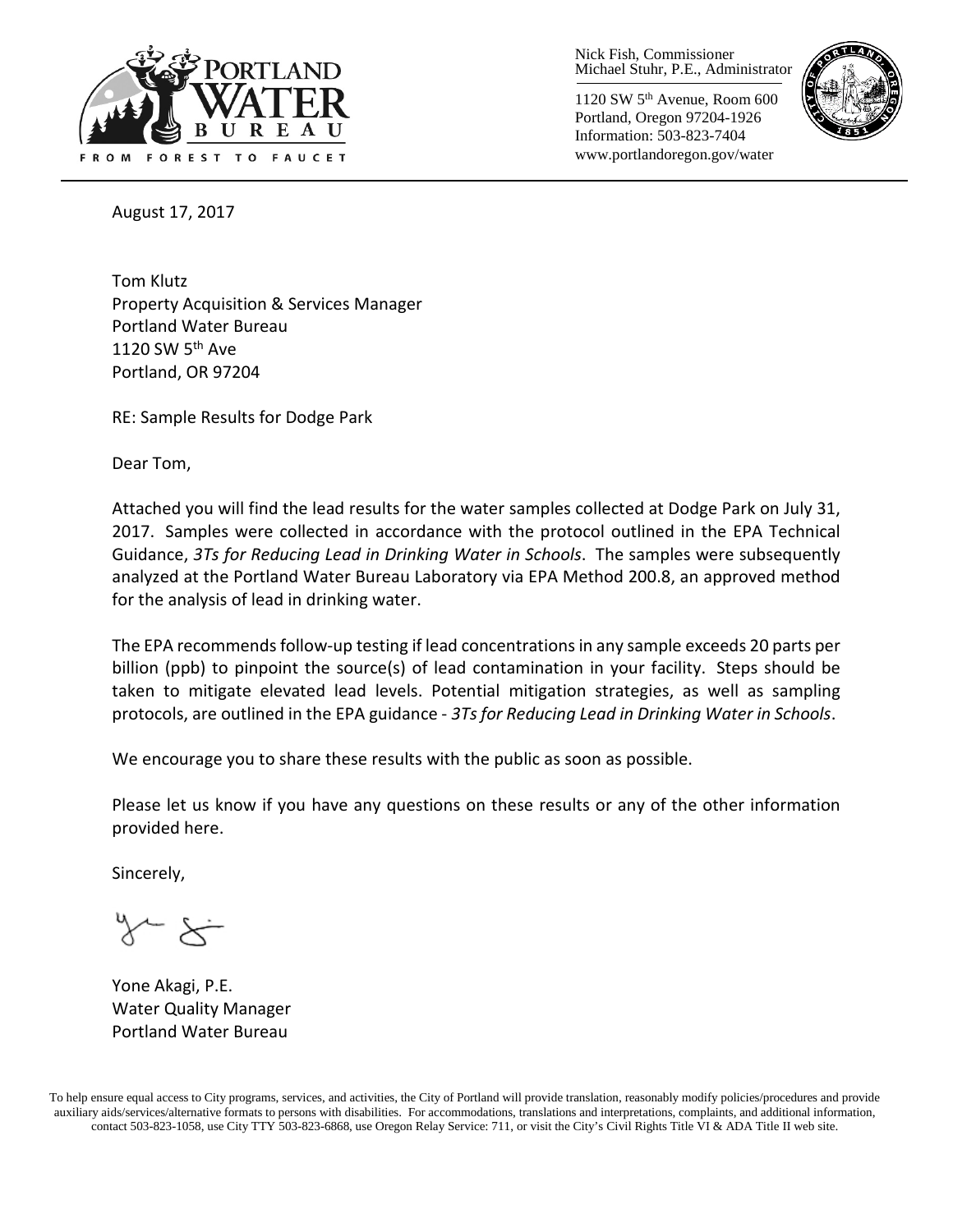Nick Fish, Commissioner
Michael Stuhr, P.E., Administrator

1120 SW 5th Avenue, Room 600
Portland, Oregon 97204-1926
Information: 503-823-7404
www.portlandoregon.gov/water

August 17, 2017

Tom Klutz
Property Acquisition & Services Manager
Portland Water Bureau
1120 SW 5th Ave
Portland, OR 97204

RE: Sample Results for Dodge Park

Dear Tom,

Attached you will find the lead results for the water samples collected at Dodge Park on July 31, 2017. Samples were collected in accordance with the protocol outlined in the EPA Technical Guidance, *3Ts for Reducing Lead in Drinking Water in Schools*. The samples were subsequently analyzed at the Portland Water Bureau Laboratory via EPA Method 200.8, an approved method for the analysis of lead in drinking water.

The EPA recommends follow-up testing if lead concentrations in any sample exceeds 20 parts per billion (ppb) to pinpoint the source(s) of lead contamination in your facility. Steps should be taken to mitigate elevated lead levels. Potential mitigation strategies, as well as sampling protocols, are outlined in the EPA guidance - *3Ts for Reducing Lead in Drinking Water in Schools*.

We encourage you to share these results with the public as soon as possible.

Please let us know if you have any questions on these results or any of the other information provided here.

Sincerely,

Yone Akagi, P.E.
Water Quality Manager
Portland Water Bureau

To help ensure equal access to City programs, services, and activities, the City of Portland will provide translation, reasonably modify policies/procedures and provide auxiliary aids/services/alternative formats to persons with disabilities. For accommodations, translations and interpretations, complaints, and additional information, contact 503-823-1058, use City TTY 503-823-6868, use Oregon Relay Service: 711, or visit the City's Civil Rights Title VI & ADA Title II web site.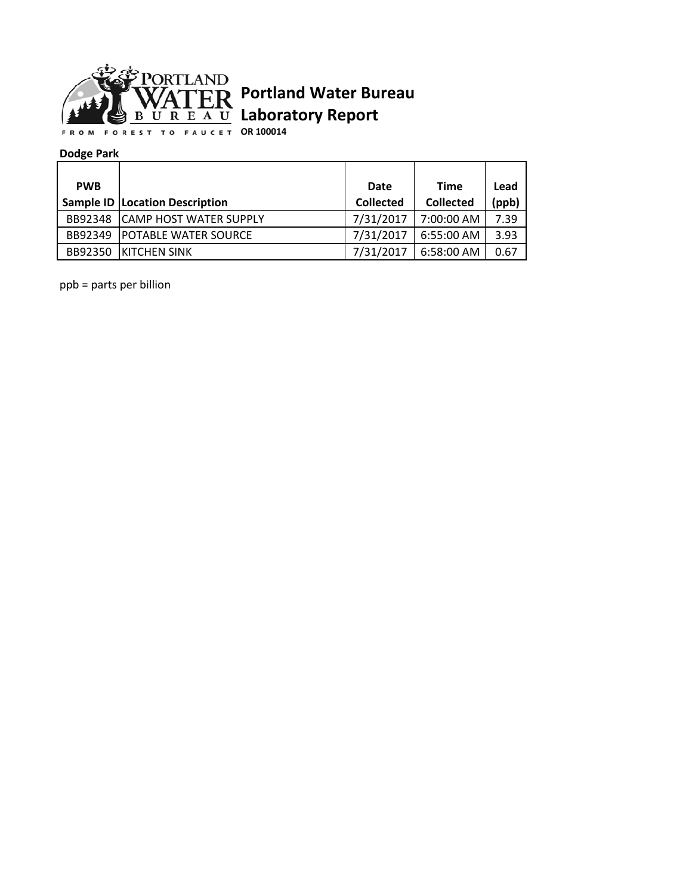# Portland Water Bureau Laboratory Report

PORTLAND WATER BUREAU

FROM FOREST TO FAUCET

**OR 100014**

**Dodge Park**

| PWB Sample ID | Location Description | Date Collected | Time Collected | Lead (ppb) |
|---|---|---|---|---|
| BB92348 | CAMP HOST WATER SUPPLY | 7/31/2017 | 7:00:00 AM | 7.39 |
| BB92349 | POTABLE WATER SOURCE | 7/31/2017 | 6:55:00 AM | 3.93 |
| BB92350 | KITCHEN SINK | 7/31/2017 | 6:58:00 AM | 0.67 |

ppb = parts per billion